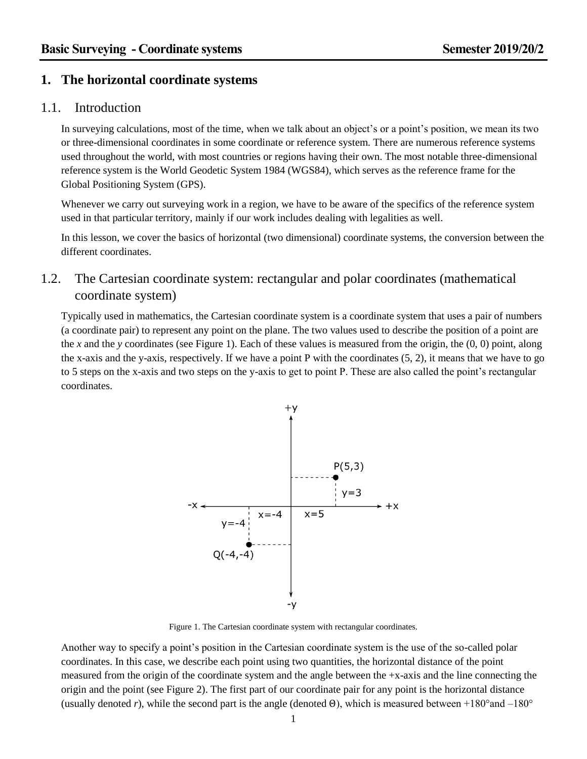# 1. The horizontal coordinate systems

## 1.1. Introduction

In surveying calculations, most of the time, when we talk about an object's or a point's position, we mean its two or three-dimensional coordinates in some coordinate or reference system. There are numerous reference systems used throughout the world, with most countries or regions having their own. The most notable three-dimensional reference system is the World Geodetic System 1984 (WGS84), which serves as the reference frame for the Global Positioning System (GPS).

Whenever we carry out surveying work in a region, we have to be aware of the specifics of the reference system used in that particular territory, mainly if our work includes dealing with legalities as well.

In this lesson, we cover the basics of horizontal (two dimensional) coordinate systems, the conversion between the different coordinates.

## 1.2. The Cartesian coordinate system: rectangular and polar coordinates (mathematical coordinate system)

Typically used in mathematics, the Cartesian coordinate system is a coordinate system that uses a pair of numbers (a coordinate pair) to represent any point on the plane. The two values used to describe the position of a point are the *x* and the *y* coordinates (see Figure 1). Each of these values is measured from the origin, the (0, 0) point, along the x-axis and the y-axis, respectively. If we have a point P with the coordinates (5, 2), it means that we have to go to 5 steps on the x-axis and two steps on the y-axis to get to point P. These are also called the point's rectangular coordinates.

Figure 1. The Cartesian coordinate system with rectangular coordinates.

Another way to specify a point's position in the Cartesian coordinate system is the use of the so-called polar coordinates. In this case, we describe each point using two quantities, the horizontal distance of the point measured from the origin of the coordinate system and the angle between the +x-axis and the line connecting the origin and the point (see Figure 2). The first part of our coordinate pair for any point is the horizontal distance (usually denoted *r*), while the second part is the angle (denoted Θ), which is measured between +180°and –180°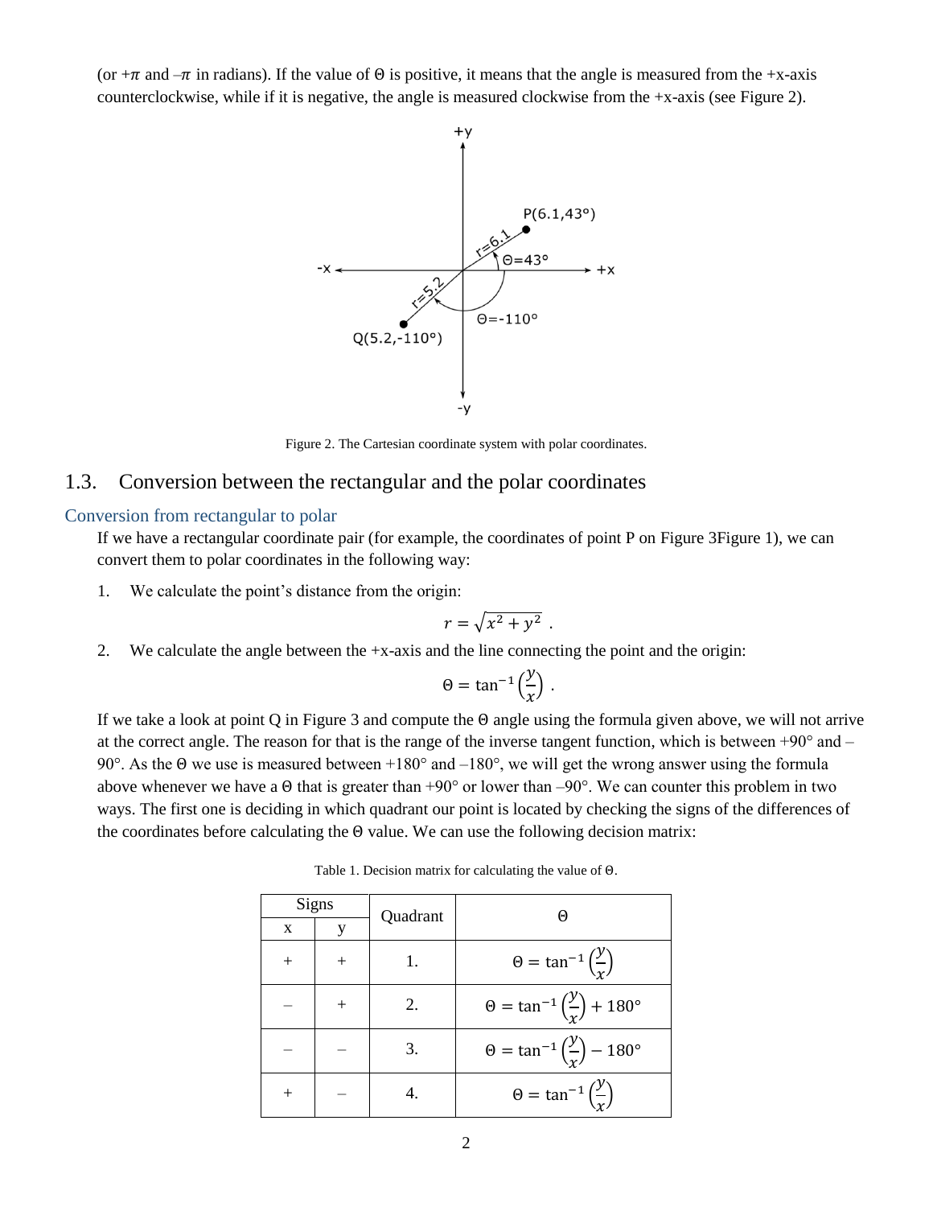(or $+\pi$ and $-\pi$ in radians). If the value of $\Theta$ is positive, it means that the angle is measured from the +x-axis counterclockwise, while if it is negative, the angle is measured clockwise from the +x-axis (see Figure 2).

Figure 2. The Cartesian coordinate system with polar coordinates.

## 1.3. Conversion between the rectangular and the polar coordinates

### Conversion from rectangular to polar

If we have a rectangular coordinate pair (for example, the coordinates of point P on Figure 3Figure 1), we can convert them to polar coordinates in the following way:

1. We calculate the point's distance from the origin:

$$r = \sqrt{x^2 + y^2} \ .$$

2. We calculate the angle between the +x-axis and the line connecting the point and the origin:

$$\Theta = \tan^{-1}\left(\frac{y}{x}\right) \ .$$

If we take a look at point Q in Figure 3 and compute the $\Theta$ angle using the formula given above, we will not arrive at the correct angle. The reason for that is the range of the inverse tangent function, which is between +90° and –90°. As the $\Theta$ we use is measured between +180° and –180°, we will get the wrong answer using the formula above whenever we have a $\Theta$ that is greater than +90° or lower than –90°. We can counter this problem in two ways. The first one is deciding in which quadrant our point is located by checking the signs of the differences of the coordinates before calculating the $\Theta$ value. We can use the following decision matrix:

Table 1. Decision matrix for calculating the value of $\Theta$.

| Signs | | Quadrant | $\Theta$ |
|---|---|---|---|
| x | y | | |
| + | + | 1. | $\Theta = \tan^{-1}\left(\frac{y}{x}\right)$ |
| – | + | 2. | $\Theta = \tan^{-1}\left(\frac{y}{x}\right) + 180°$ |
| – | – | 3. | $\Theta = \tan^{-1}\left(\frac{y}{x}\right) - 180°$ |
| + | – | 4. | $\Theta = \tan^{-1}\left(\frac{y}{x}\right)$ |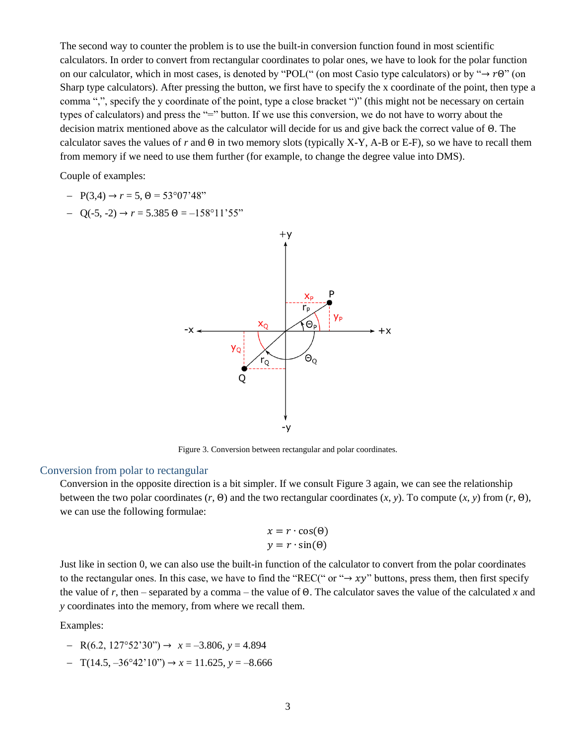The second way to counter the problem is to use the built-in conversion function found in most scientific calculators. In order to convert from rectangular coordinates to polar ones, we have to look for the polar function on our calculator, which in most cases, is denoted by "POL(" (on most Casio type calculators) or by "→ *r*Θ" (on Sharp type calculators). After pressing the button, we first have to specify the x coordinate of the point, then type a comma ",", specify the y coordinate of the point, type a close bracket ")" (this might not be necessary on certain types of calculators) and press the "=" button. If we use this conversion, we do not have to worry about the decision matrix mentioned above as the calculator will decide for us and give back the correct value of Θ. The calculator saves the values of *r* and Θ in two memory slots (typically X-Y, A-B or E-F), so we have to recall them from memory if we need to use them further (for example, to change the degree value into DMS).

Couple of examples:

- P(3,4) → *r* = 5, Θ = 53°07'48"
- Q(-5, -2) → *r* = 5.385 Θ = –158°11'55"

Figure 3. Conversion between rectangular and polar coordinates.

## Conversion from polar to rectangular

Conversion in the opposite direction is a bit simpler. If we consult Figure 3 again, we can see the relationship between the two polar coordinates (*r*, Θ) and the two rectangular coordinates (*x*, *y*). To compute (*x*, *y*) from (*r*, Θ), we can use the following formulae:

$$x = r \cdot \cos(\Theta)$$
$$y = r \cdot \sin(\Theta)$$

Just like in section 0, we can also use the built-in function of the calculator to convert from the polar coordinates to the rectangular ones. In this case, we have to find the "REC(" or "→ *xy*" buttons, press them, then first specify the value of *r*, then – separated by a comma – the value of Θ. The calculator saves the value of the calculated *x* and *y* coordinates into the memory, from where we recall them.

Examples:

- R(6.2, 127°52'30") → *x* = –3.806, *y* = 4.894
- T(14.5, –36°42'10") → *x* = 11.625, *y* = –8.666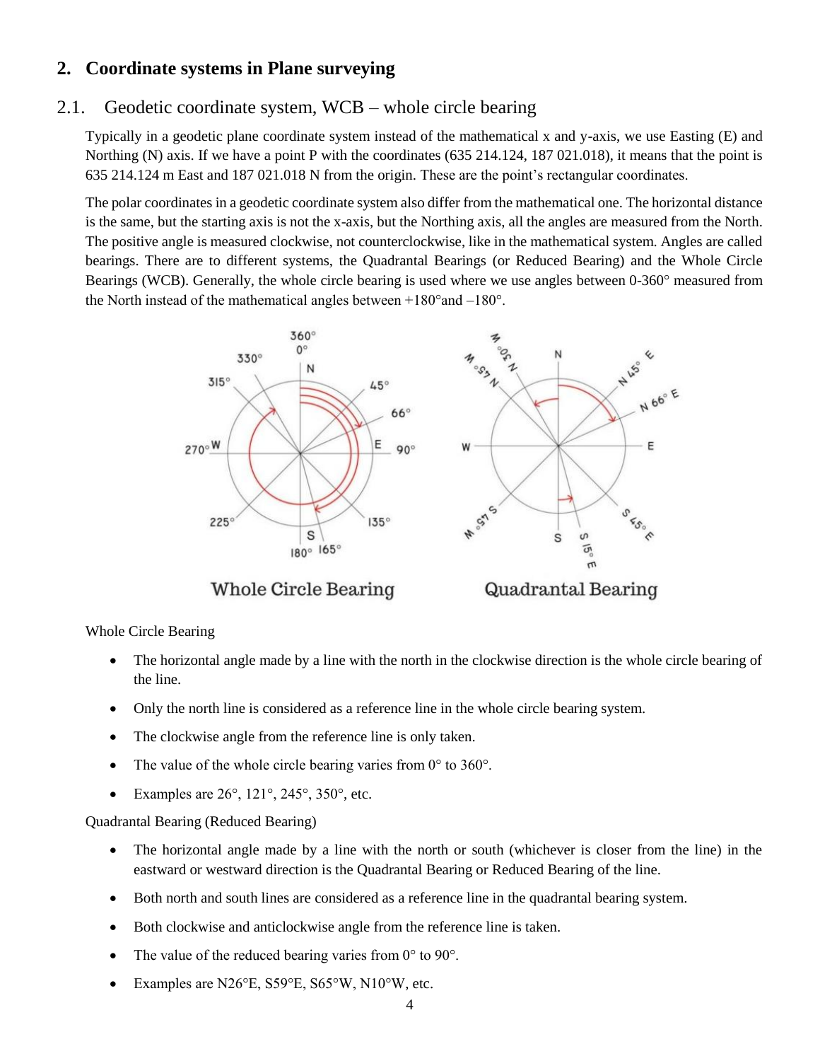## 2. Coordinate systems in Plane surveying

### 2.1. Geodetic coordinate system, WCB – whole circle bearing

Typically in a geodetic plane coordinate system instead of the mathematical x and y-axis, we use Easting (E) and Northing (N) axis. If we have a point P with the coordinates (635 214.124, 187 021.018), it means that the point is 635 214.124 m East and 187 021.018 N from the origin. These are the point's rectangular coordinates.

The polar coordinates in a geodetic coordinate system also differ from the mathematical one. The horizontal distance is the same, but the starting axis is not the x-axis, but the Northing axis, all the angles are measured from the North. The positive angle is measured clockwise, not counterclockwise, like in the mathematical system. Angles are called bearings. There are to different systems, the Quadrantal Bearings (or Reduced Bearing) and the Whole Circle Bearings (WCB). Generally, the whole circle bearing is used where we use angles between 0-360° measured from the North instead of the mathematical angles between +180°and –180°.

360°
0°
330°
N
315°
45°
66°
270° W
E 90°
225°
135°
S
180° 165°

Whole Circle Bearing

N 30° W
N 45° W
N
N 45° E
N 66° E
W
E
S 45° W
S 45° E
S
S 15° E

Quadrantal Bearing

Whole Circle Bearing

- The horizontal angle made by a line with the north in the clockwise direction is the whole circle bearing of the line.
- Only the north line is considered as a reference line in the whole circle bearing system.
- The clockwise angle from the reference line is only taken.
- The value of the whole circle bearing varies from 0° to 360°.
- Examples are 26°, 121°, 245°, 350°, etc.

Quadrantal Bearing (Reduced Bearing)

- The horizontal angle made by a line with the north or south (whichever is closer from the line) in the eastward or westward direction is the Quadrantal Bearing or Reduced Bearing of the line.
- Both north and south lines are considered as a reference line in the quadrantal bearing system.
- Both clockwise and anticlockwise angle from the reference line is taken.
- The value of the reduced bearing varies from 0° to 90°.
- Examples are N26°E, S59°E, S65°W, N10°W, etc.